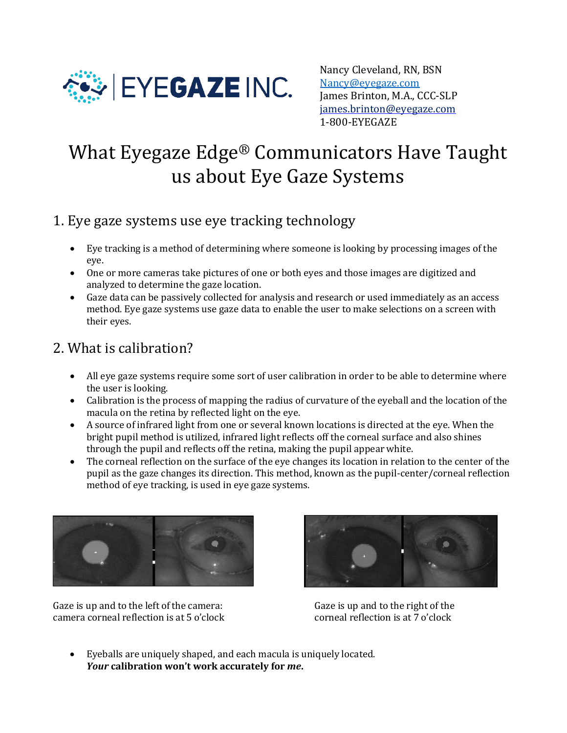Nancy Cleveland, RN, BSN
[Nancy@eyegaze.com](mailto:Nancy@eyegaze.com)
James Brinton, M.A., CCC-SLP
[james.brinton@eyegaze.com](mailto:james.brinton@eyegaze.com)
1-800-EYEGAZE

# What Eyegaze Edge® Communicators Have Taught us about Eye Gaze Systems

## 1. Eye gaze systems use eye tracking technology

- Eye tracking is a method of determining where someone is looking by processing images of the eye.
- One or more cameras take pictures of one or both eyes and those images are digitized and analyzed to determine the gaze location.
- Gaze data can be passively collected for analysis and research or used immediately as an access method. Eye gaze systems use gaze data to enable the user to make selections on a screen with their eyes.

## 2. What is calibration?

- All eye gaze systems require some sort of user calibration in order to be able to determine where the user is looking.
- Calibration is the process of mapping the radius of curvature of the eyeball and the location of the macula on the retina by reflected light on the eye.
- A source of infrared light from one or several known locations is directed at the eye. When the bright pupil method is utilized, infrared light reflects off the corneal surface and also shines through the pupil and reflects off the retina, making the pupil appear white.
- The corneal reflection on the surface of the eye changes its location in relation to the center of the pupil as the gaze changes its direction. This method, known as the pupil-center/corneal reflection method of eye tracking, is used in eye gaze systems.

Gaze is up and to the left of the camera: camera corneal reflection is at 5 o'clock

Gaze is up and to the right of the corneal reflection is at 7 o'clock

- Eyeballs are uniquely shaped, and each macula is uniquely located.
  ***Your*** **calibration won't work accurately for** ***me*****.**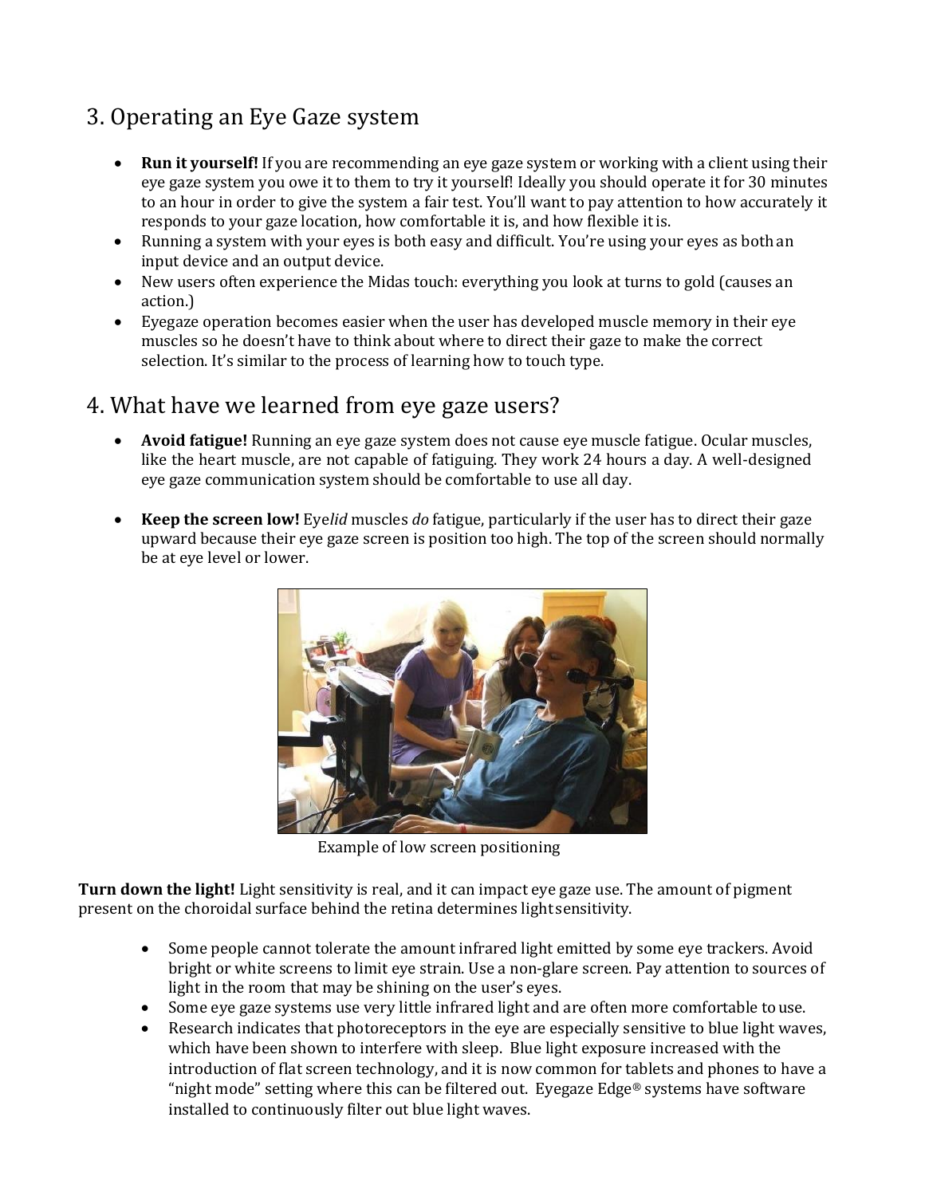## 3. Operating an Eye Gaze system

- **Run it yourself!** If you are recommending an eye gaze system or working with a client using their eye gaze system you owe it to them to try it yourself! Ideally you should operate it for 30 minutes to an hour in order to give the system a fair test. You'll want to pay attention to how accurately it responds to your gaze location, how comfortable it is, and how flexible it is.
- Running a system with your eyes is both easy and difficult. You're using your eyes as both an input device and an output device.
- New users often experience the Midas touch: everything you look at turns to gold (causes an action.)
- Eyegaze operation becomes easier when the user has developed muscle memory in their eye muscles so he doesn't have to think about where to direct their gaze to make the correct selection. It's similar to the process of learning how to touch type.

## 4. What have we learned from eye gaze users?

- **Avoid fatigue!** Running an eye gaze system does not cause eye muscle fatigue. Ocular muscles, like the heart muscle, are not capable of fatiguing. They work 24 hours a day. A well-designed eye gaze communication system should be comfortable to use all day.

- **Keep the screen low!** Eye*lid* muscles *do* fatigue, particularly if the user has to direct their gaze upward because their eye gaze screen is position too high. The top of the screen should normally be at eye level or lower.

Example of low screen positioning

**Turn down the light!** Light sensitivity is real, and it can impact eye gaze use. The amount of pigment present on the choroidal surface behind the retina determines light sensitivity.

- Some people cannot tolerate the amount infrared light emitted by some eye trackers. Avoid bright or white screens to limit eye strain. Use a non-glare screen. Pay attention to sources of light in the room that may be shining on the user's eyes.
- Some eye gaze systems use very little infrared light and are often more comfortable to use.
- Research indicates that photoreceptors in the eye are especially sensitive to blue light waves, which have been shown to interfere with sleep. Blue light exposure increased with the introduction of flat screen technology, and it is now common for tablets and phones to have a "night mode" setting where this can be filtered out. Eyegaze Edge® systems have software installed to continuously filter out blue light waves.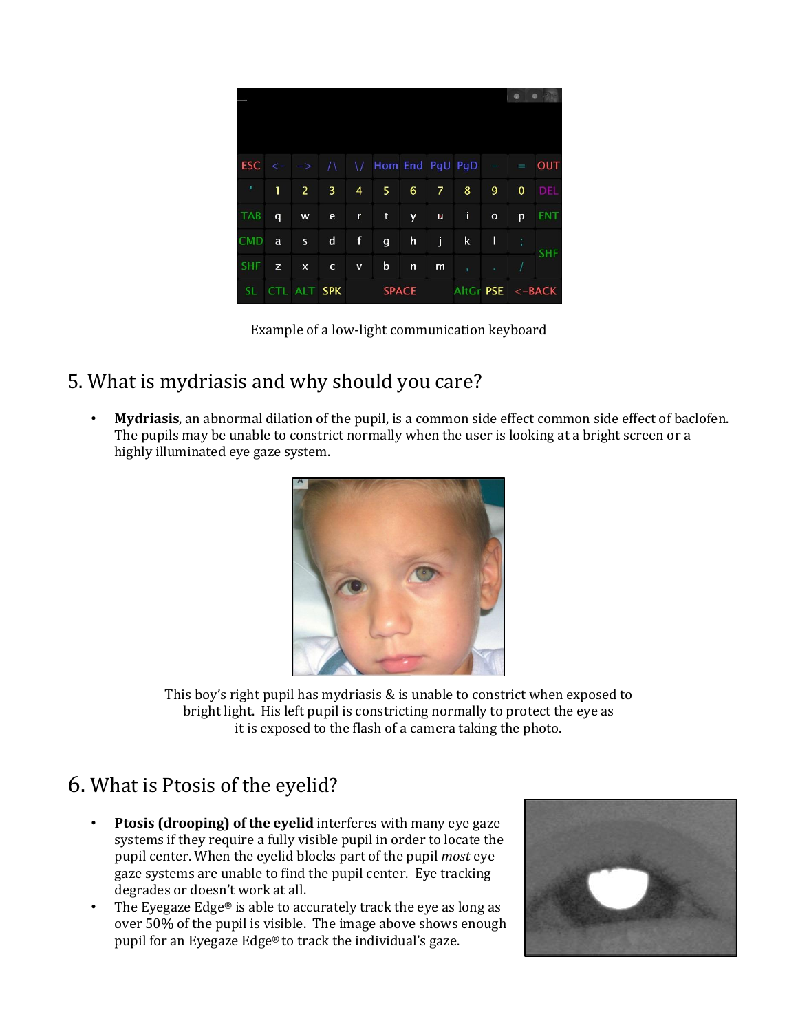Example of a low-light communication keyboard

## 5. What is mydriasis and why should you care?

- **Mydriasis**, an abnormal dilation of the pupil, is a common side effect common side effect of baclofen. The pupils may be unable to constrict normally when the user is looking at a bright screen or a highly illuminated eye gaze system.

This boy's right pupil has mydriasis & is unable to constrict when exposed to bright light. His left pupil is constricting normally to protect the eye as it is exposed to the flash of a camera taking the photo.

## 6. What is Ptosis of the eyelid?

- **Ptosis (drooping) of the eyelid** interferes with many eye gaze systems if they require a fully visible pupil in order to locate the pupil center. When the eyelid blocks part of the pupil *most* eye gaze systems are unable to find the pupil center. Eye tracking degrades or doesn't work at all.
- The Eyegaze Edge® is able to accurately track the eye as long as over 50% of the pupil is visible. The image above shows enough pupil for an Eyegaze Edge® to track the individual's gaze.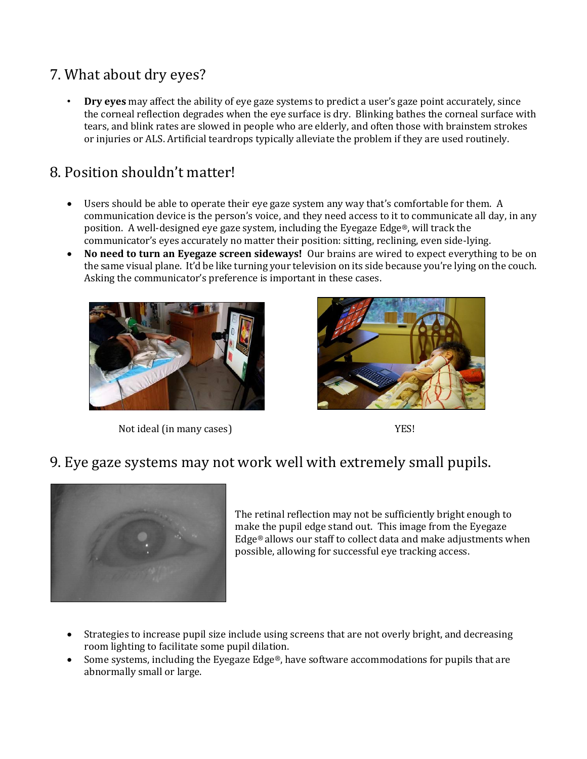## 7. What about dry eyes?

- **Dry eyes** may affect the ability of eye gaze systems to predict a user's gaze point accurately, since the corneal reflection degrades when the eye surface is dry. Blinking bathes the corneal surface with tears, and blink rates are slowed in people who are elderly, and often those with brainstem strokes or injuries or ALS. Artificial teardrops typically alleviate the problem if they are used routinely.

## 8. Position shouldn't matter!

- Users should be able to operate their eye gaze system any way that's comfortable for them. A communication device is the person's voice, and they need access to it to communicate all day, in any position. A well-designed eye gaze system, including the Eyegaze Edge®, will track the communicator's eyes accurately no matter their position: sitting, reclining, even side-lying.
- **No need to turn an Eyegaze screen sideways!** Our brains are wired to expect everything to be on the same visual plane. It'd be like turning your television on its side because you're lying on the couch. Asking the communicator's preference is important in these cases.

Not ideal (in many cases)

YES!

## 9. Eye gaze systems may not work well with extremely small pupils.

The retinal reflection may not be sufficiently bright enough to make the pupil edge stand out. This image from the Eyegaze Edge® allows our staff to collect data and make adjustments when possible, allowing for successful eye tracking access.

- Strategies to increase pupil size include using screens that are not overly bright, and decreasing room lighting to facilitate some pupil dilation.
- Some systems, including the Eyegaze Edge®, have software accommodations for pupils that are abnormally small or large.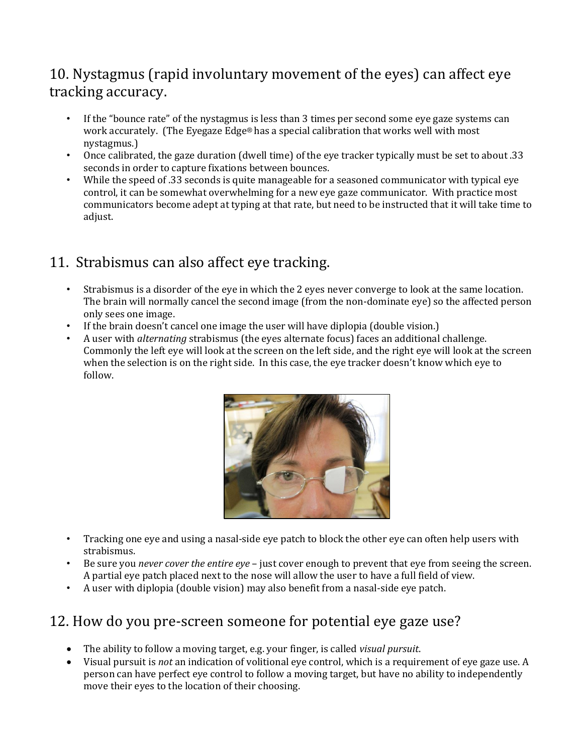## 10. Nystagmus (rapid involuntary movement of the eyes) can affect eye tracking accuracy.

- If the "bounce rate" of the nystagmus is less than 3 times per second some eye gaze systems can work accurately. (The Eyegaze Edge® has a special calibration that works well with most nystagmus.)
- Once calibrated, the gaze duration (dwell time) of the eye tracker typically must be set to about .33 seconds in order to capture fixations between bounces.
- While the speed of .33 seconds is quite manageable for a seasoned communicator with typical eye control, it can be somewhat overwhelming for a new eye gaze communicator. With practice most communicators become adept at typing at that rate, but need to be instructed that it will take time to adjust.

## 11. Strabismus can also affect eye tracking.

- Strabismus is a disorder of the eye in which the 2 eyes never converge to look at the same location. The brain will normally cancel the second image (from the non-dominate eye) so the affected person only sees one image.
- If the brain doesn't cancel one image the user will have diplopia (double vision.)
- A user with *alternating* strabismus (the eyes alternate focus) faces an additional challenge. Commonly the left eye will look at the screen on the left side, and the right eye will look at the screen when the selection is on the right side. In this case, the eye tracker doesn't know which eye to follow.

- Tracking one eye and using a nasal-side eye patch to block the other eye can often help users with strabismus.
- Be sure you *never cover the entire eye* – just cover enough to prevent that eye from seeing the screen. A partial eye patch placed next to the nose will allow the user to have a full field of view.
- A user with diplopia (double vision) may also benefit from a nasal-side eye patch.

## 12. How do you pre-screen someone for potential eye gaze use?

- The ability to follow a moving target, e.g. your finger, is called *visual pursuit*.
- Visual pursuit is *not* an indication of volitional eye control, which is a requirement of eye gaze use. A person can have perfect eye control to follow a moving target, but have no ability to independently move their eyes to the location of their choosing.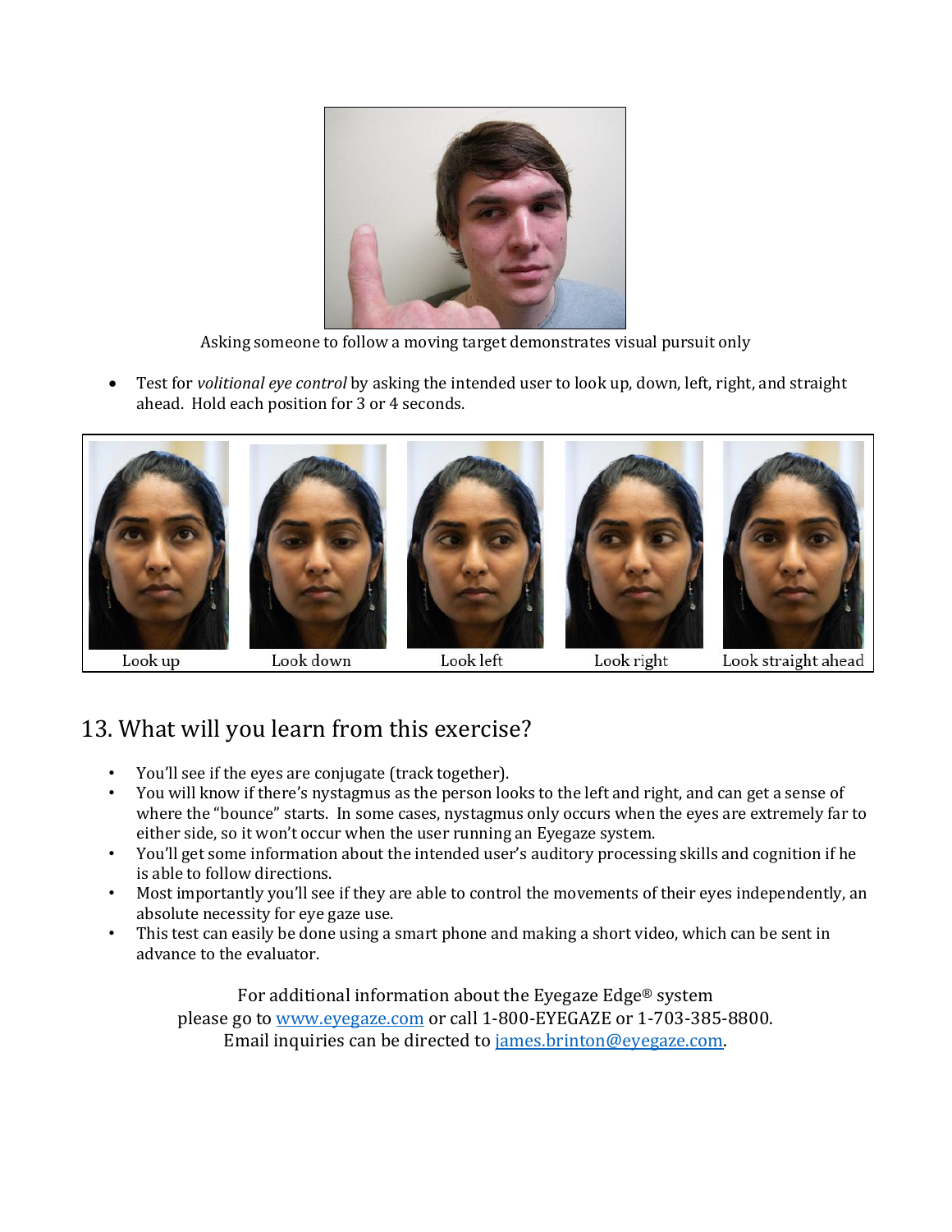Asking someone to follow a moving target demonstrates visual pursuit only

- Test for *volitional eye control* by asking the intended user to look up, down, left, right, and straight ahead. Hold each position for 3 or 4 seconds.

Look up

Look down

Look left

Look right

Look straight ahead

## 13. What will you learn from this exercise?

- You'll see if the eyes are conjugate (track together).
- You will know if there's nystagmus as the person looks to the left and right, and can get a sense of where the "bounce" starts. In some cases, nystagmus only occurs when the eyes are extremely far to either side, so it won't occur when the user running an Eyegaze system.
- You'll get some information about the intended user's auditory processing skills and cognition if he is able to follow directions.
- Most importantly you'll see if they are able to control the movements of their eyes independently, an absolute necessity for eye gaze use.
- This test can easily be done using a smart phone and making a short video, which can be sent in advance to the evaluator.

For additional information about the Eyegaze Edge® system please go to [www.eyegaze.com](http://www.eyegaze.com) or call 1-800-EYEGAZE or 1-703-385-8800. Email inquiries can be directed to [james.brinton@eyegaze.com](mailto:james.brinton@eyegaze.com).